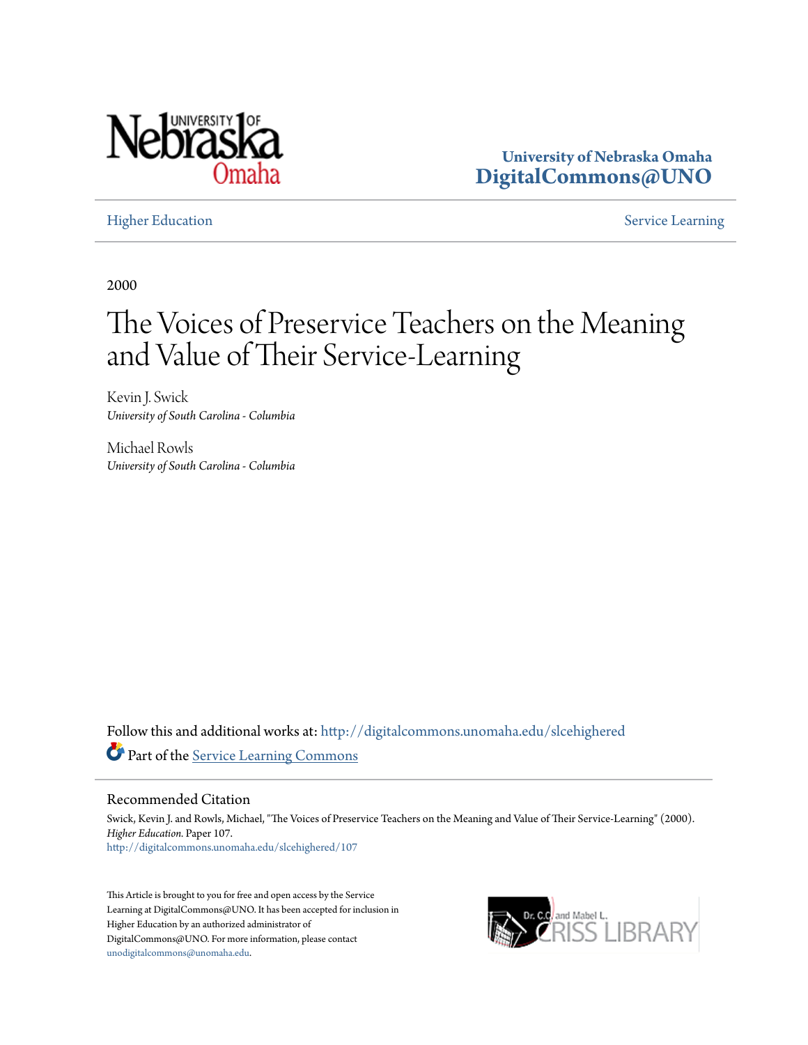University of Nebraska Omaha
**DigitalCommons@UNO**

Higher Education | Service Learning

2000

# The Voices of Preservice Teachers on the Meaning and Value of Their Service-Learning

Kevin J. Swick
*University of South Carolina - Columbia*

Michael Rowls
*University of South Carolina - Columbia*

Follow this and additional works at: http://digitalcommons.unomaha.edu/slcehighered

Part of the Service Learning Commons

## Recommended Citation

Swick, Kevin J. and Rowls, Michael, "The Voices of Preservice Teachers on the Meaning and Value of Their Service-Learning" (2000). *Higher Education.* Paper 107.
http://digitalcommons.unomaha.edu/slcehighered/107

This Article is brought to you for free and open access by the Service Learning at DigitalCommons@UNO. It has been accepted for inclusion in Higher Education by an authorized administrator of DigitalCommons@UNO. For more information, please contact unodigitalcommons@unomaha.edu.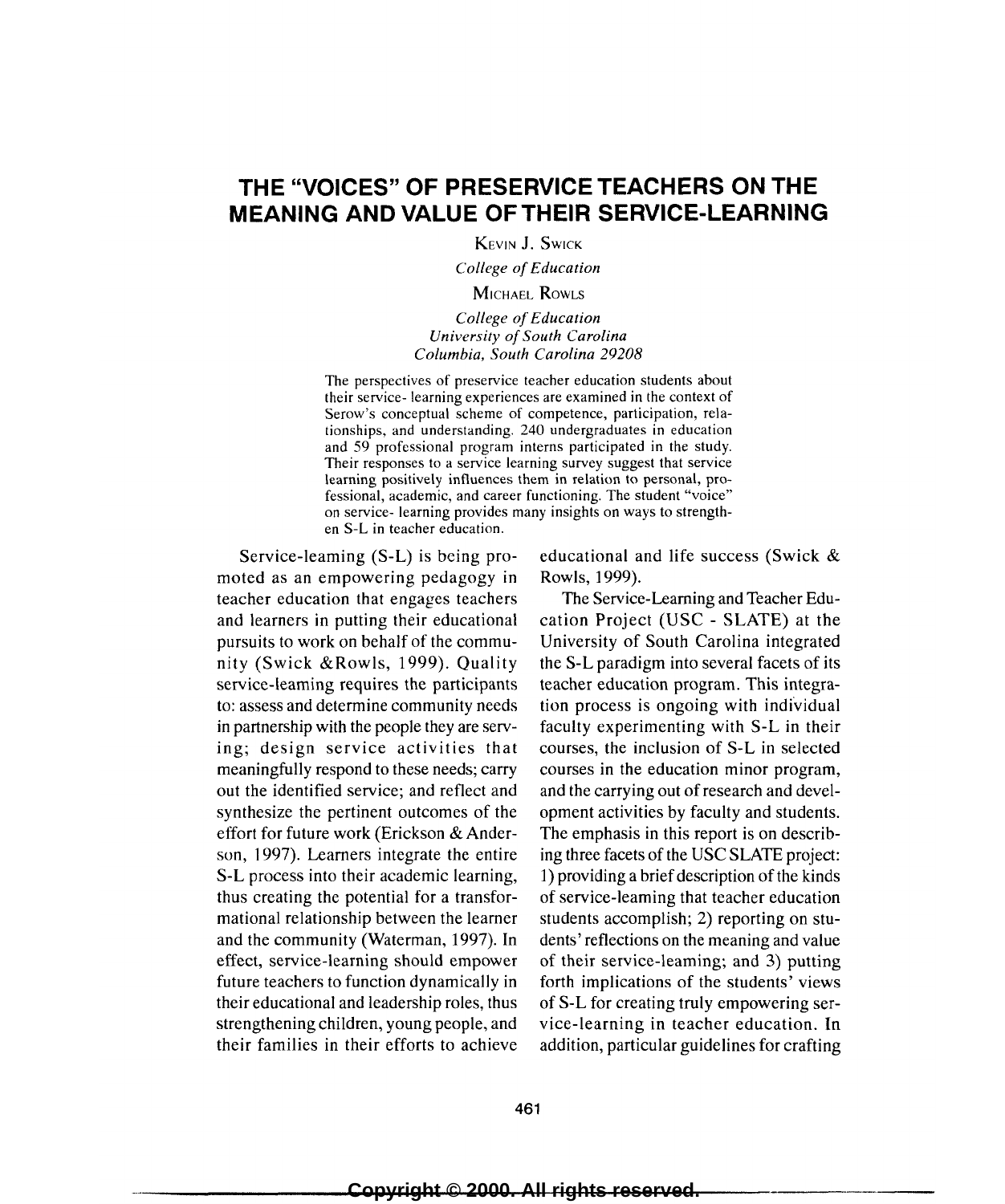# THE "VOICES" OF PRESERVICE TEACHERS ON THE MEANING AND VALUE OF THEIR SERVICE-LEARNING

KEVIN J. SWICK

*College of Education*

MICHAEL ROWLS

*College of Education*
*University of South Carolina*
*Columbia, South Carolina 29208*

The perspectives of preservice teacher education students about their service- learning experiences are examined in the context of Serow's conceptual scheme of competence, participation, relationships, and understanding. 240 undergraduates in education and 59 professional program interns participated in the study. Their responses to a service learning survey suggest that service learning positively influences them in relation to personal, professional, academic, and career functioning. The student "voice" on service- learning provides many insights on ways to strengthen S-L in teacher education.

Service-learning (S-L) is being promoted as an empowering pedagogy in teacher education that engages teachers and learners in putting their educational pursuits to work on behalf of the community (Swick &Rowls, 1999). Quality service-learning requires the participants to: assess and determine community needs in partnership with the people they are serving; design service activities that meaningfully respond to these needs; carry out the identified service; and reflect and synthesize the pertinent outcomes of the effort for future work (Erickson & Anderson, 1997). Learners integrate the entire S-L process into their academic learning, thus creating the potential for a transformational relationship between the learner and the community (Waterman, 1997). In effect, service-learning should empower future teachers to function dynamically in their educational and leadership roles, thus strengthening children, young people, and their families in their efforts to achieve educational and life success (Swick & Rowls, 1999).

The Service-Learning and Teacher Education Project (USC - SLATE) at the University of South Carolina integrated the S-L paradigm into several facets of its teacher education program. This integration process is ongoing with individual faculty experimenting with S-L in their courses, the inclusion of S-L in selected courses in the education minor program, and the carrying out of research and development activities by faculty and students. The emphasis in this report is on describing three facets of the USC SLATE project: 1) providing a brief description of the kinds of service-learning that teacher education students accomplish; 2) reporting on students' reflections on the meaning and value of their service-learning; and 3) putting forth implications of the students' views of S-L for creating truly empowering service-learning in teacher education. In addition, particular guidelines for crafting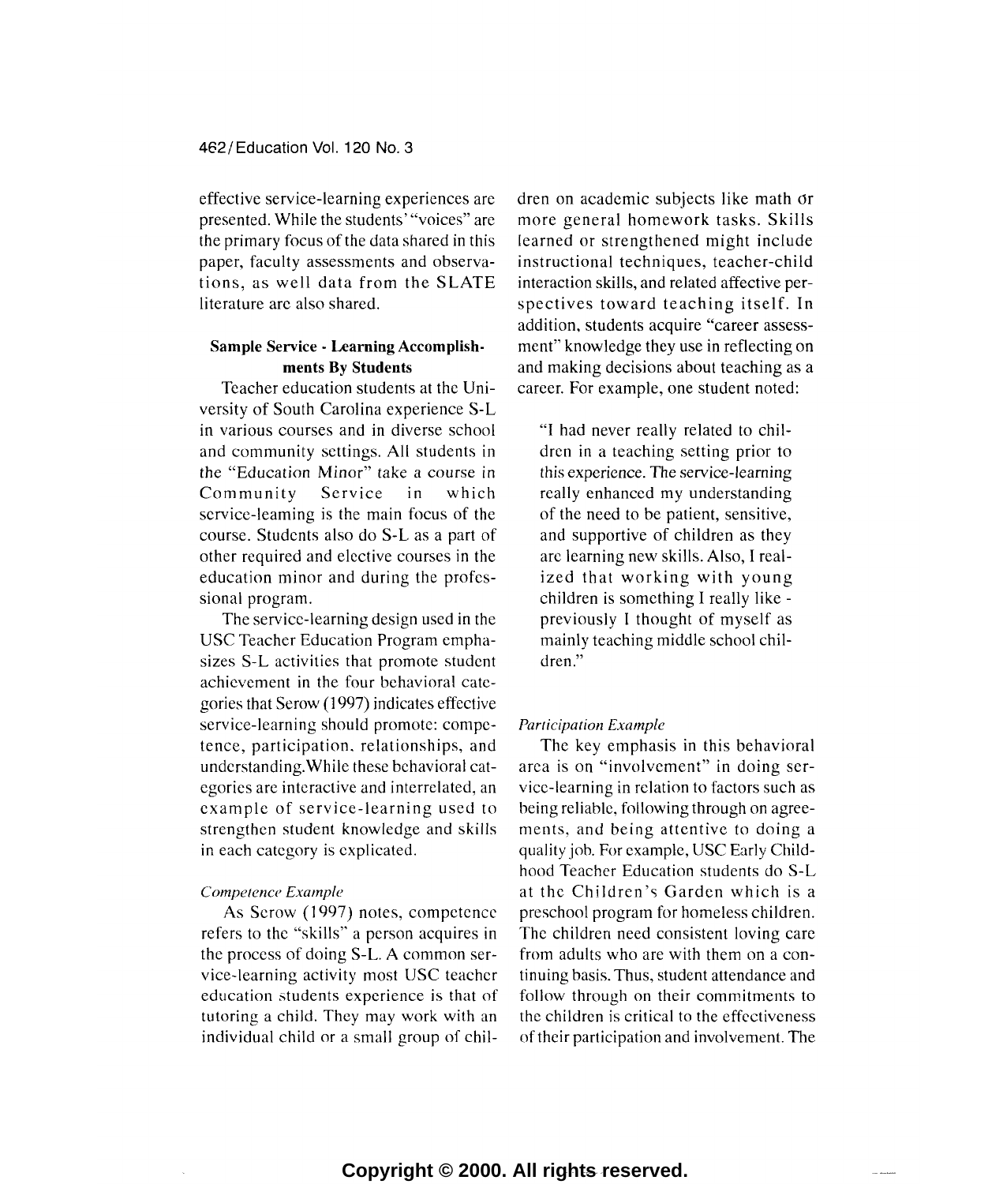effective service-learning experiences are presented. While the students' "voices" are the primary focus of the data shared in this paper, faculty assessments and observations, as well data from the SLATE literature are also shared.

### Sample Service - Learning Accomplishments By Students

Teacher education students at the University of South Carolina experience S-L in various courses and in diverse school and community settings. All students in the "Education Minor" take a course in Community Service in which service-leaming is the main focus of the course. Students also do S-L as a part of other required and elective courses in the education minor and during the professional program.

The service-learning design used in the USC Teacher Education Program emphasizes S-L activities that promote student achievement in the four behavioral categories that Serow (1997) indicates effective service-learning should promote: competence, participation, relationships, and understanding.While these behavioral categories are interactive and interrelated, an example of service-learning used to strengthen student knowledge and skills in each category is explicated.

*Competence Example*

As Serow (1997) notes, competence refers to the "skills" a person acquires in the process of doing S-L. A common service-learning activity most USC teacher education students experience is that of tutoring a child. They may work with an individual child or a small group of children on academic subjects like math or more general homework tasks. Skills learned or strengthened might include instructional techniques, teacher-child interaction skills, and related affective perspectives toward teaching itself. In addition, students acquire "career assessment" knowledge they use in reflecting on and making decisions about teaching as a career. For example, one student noted:

> "I had never really related to children in a teaching setting prior to this experience. The service-learning really enhanced my understanding of the need to be patient, sensitive, and supportive of children as they are learning new skills. Also, I realized that working with young children is something I really like - previously I thought of myself as mainly teaching middle school children."

*Participation Example*

The key emphasis in this behavioral area is on "involvement" in doing service-learning in relation to factors such as being reliable, following through on agreements, and being attentive to doing a quality job. For example, USC Early Childhood Teacher Education students do S-L at the Children's Garden which is a preschool program for homeless children. The children need consistent loving care from adults who are with them on a continuing basis. Thus, student attendance and follow through on their commitments to the children is critical to the effectiveness of their participation and involvement. The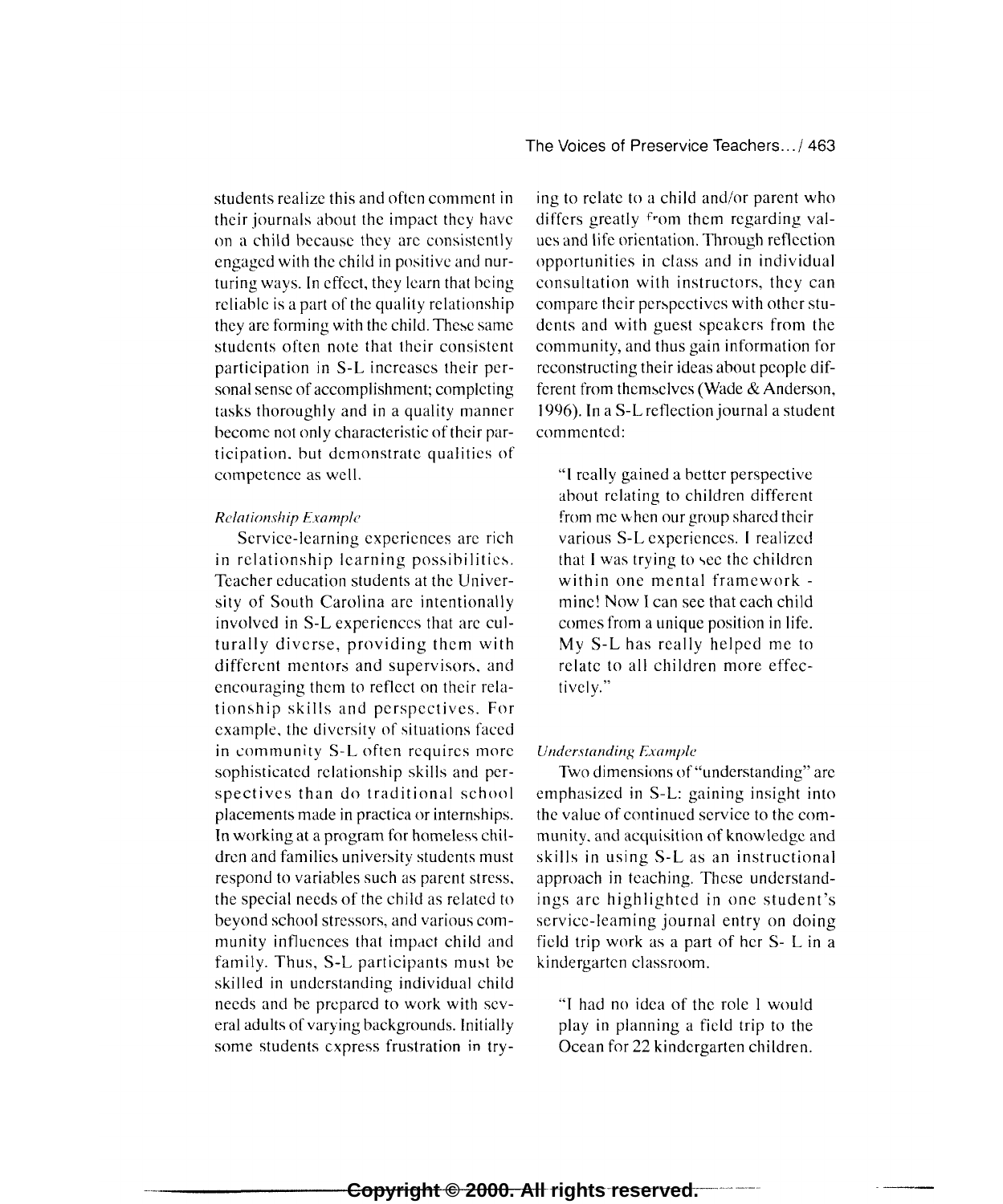students realize this and often comment in their journals about the impact they have on a child because they are consistently engaged with the child in positive and nurturing ways. In effect, they learn that being reliable is a part of the quality relationship they are forming with the child. These same students often note that their consistent participation in S-L increases their personal sense of accomplishment; completing tasks thoroughly and in a quality manner become not only characteristic of their participation, but demonstrate qualities of competence as well.

*Relationship Example*

Service-learning experiences are rich in relationship learning possibilities. Teacher education students at the University of South Carolina are intentionally involved in S-L experiences that are culturally diverse, providing them with different mentors and supervisors, and encouraging them to reflect on their relationship skills and perspectives. For example, the diversity of situations faced in community S-L often requires more sophisticated relationship skills and perspectives than do traditional school placements made in practica or internships. In working at a program for homeless children and families university students must respond to variables such as parent stress, the special needs of the child as related to beyond school stressors, and various community influences that impact child and family. Thus, S-L participants must be skilled in understanding individual child needs and be prepared to work with several adults of varying backgrounds. Initially some students express frustration in trying to relate to a child and/or parent who differs greatly from them regarding values and life orientation. Through reflection opportunities in class and in individual consultation with instructors, they can compare their perspectives with other students and with guest speakers from the community, and thus gain information for reconstructing their ideas about people different from themselves (Wade & Anderson, 1996). In a S-L reflection journal a student commented:

> "I really gained a better perspective about relating to children different from me when our group shared their various S-L experiences. I realized that I was trying to see the children within one mental framework - mine! Now I can see that each child comes from a unique position in life. My S-L has really helped me to relate to all children more effectively."

*Understanding Example*

Two dimensions of "understanding" are emphasized in S-L: gaining insight into the value of continued service to the community, and acquisition of knowledge and skills in using S-L as an instructional approach in teaching. These understandings are highlighted in one student's service-learning journal entry on doing field trip work as a part of her S- L in a kindergarten classroom.

> "I had no idea of the role I would play in planning a field trip to the Ocean for 22 kindergarten children.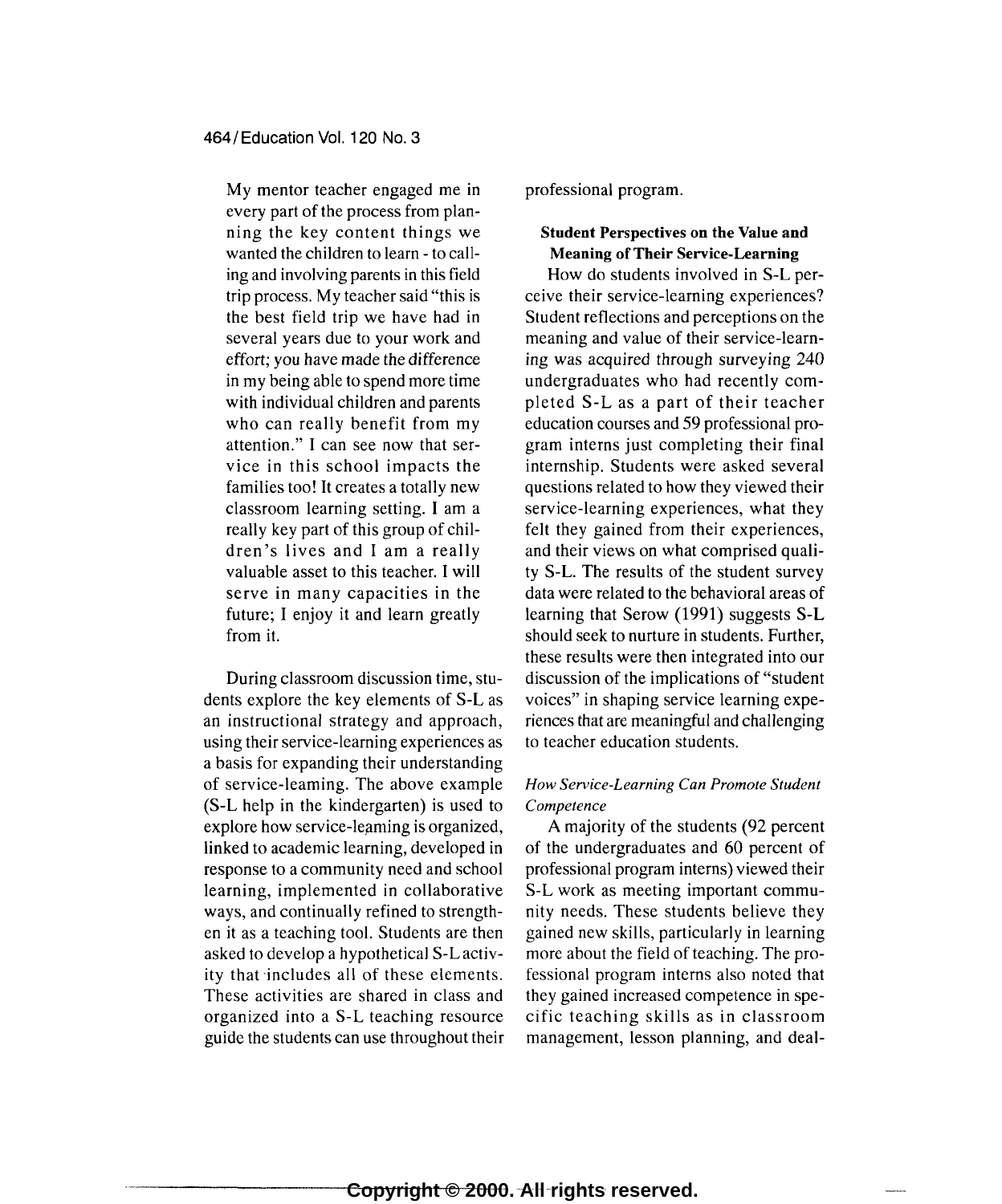My mentor teacher engaged me in every part of the process from planning the key content things we wanted the children to learn - to calling and involving parents in this field trip process. My teacher said "this is the best field trip we have had in several years due to your work and effort; you have made the difference in my being able to spend more time with individual children and parents who can really benefit from my attention." I can see now that service in this school impacts the families too! It creates a totally new classroom learning setting. I am a really key part of this group of children's lives and I am a really valuable asset to this teacher. I will serve in many capacities in the future; I enjoy it and learn greatly from it.

During classroom discussion time, students explore the key elements of S-L as an instructional strategy and approach, using their service-learning experiences as a basis for expanding their understanding of service-learning. The above example (S-L help in the kindergarten) is used to explore how service-learning is organized, linked to academic learning, developed in response to a community need and school learning, implemented in collaborative ways, and continually refined to strengthen it as a teaching tool. Students are then asked to develop a hypothetical S-L activity that includes all of these elements. These activities are shared in class and organized into a S-L teaching resource guide the students can use throughout their professional program.

### Student Perspectives on the Value and Meaning of Their Service-Learning

How do students involved in S-L perceive their service-learning experiences? Student reflections and perceptions on the meaning and value of their service-learning was acquired through surveying 240 undergraduates who had recently completed S-L as a part of their teacher education courses and 59 professional program interns just completing their final internship. Students were asked several questions related to how they viewed their service-learning experiences, what they felt they gained from their experiences, and their views on what comprised quality S-L. The results of the student survey data were related to the behavioral areas of learning that Serow (1991) suggests S-L should seek to nurture in students. Further, these results were then integrated into our discussion of the implications of "student voices" in shaping service learning experiences that are meaningful and challenging to teacher education students.

#### *How Service-Learning Can Promote Student Competence*

A majority of the students (92 percent of the undergraduates and 60 percent of professional program interns) viewed their S-L work as meeting important community needs. These students believe they gained new skills, particularly in learning more about the field of teaching. The professional program interns also noted that they gained increased competence in specific teaching skills as in classroom management, lesson planning, and deal-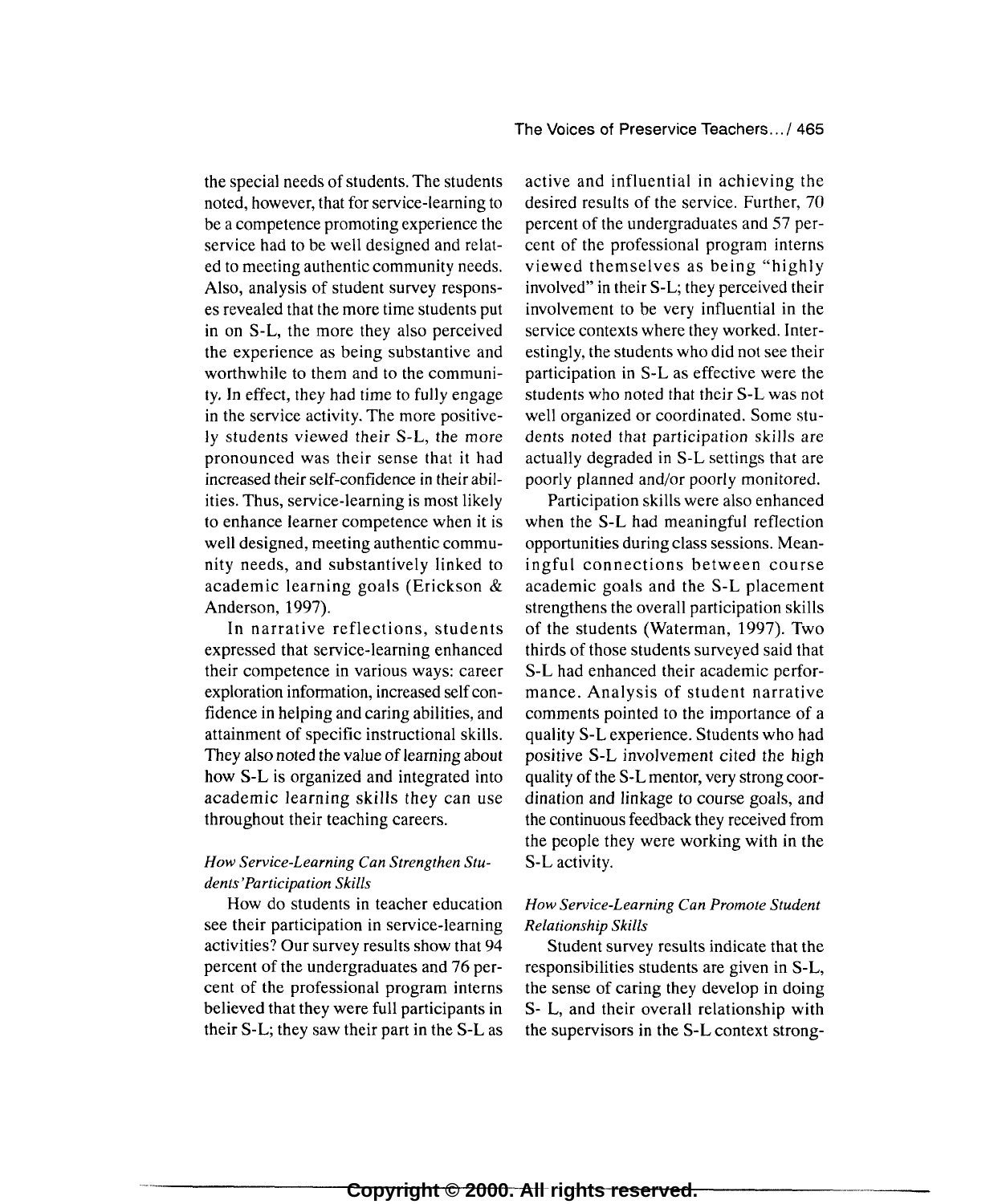the special needs of students. The students noted, however, that for service-learning to be a competence promoting experience the service had to be well designed and related to meeting authentic community needs. Also, analysis of student survey responses revealed that the more time students put in on S-L, the more they also perceived the experience as being substantive and worthwhile to them and to the community. In effect, they had time to fully engage in the service activity. The more positively students viewed their S-L, the more pronounced was their sense that it had increased their self-confidence in their abilities. Thus, service-learning is most likely to enhance learner competence when it is well designed, meeting authentic community needs, and substantively linked to academic learning goals (Erickson & Anderson, 1997).

In narrative reflections, students expressed that service-learning enhanced their competence in various ways: career exploration information, increased self confidence in helping and caring abilities, and attainment of specific instructional skills. They also noted the value of learning about how S-L is organized and integrated into academic learning skills they can use throughout their teaching careers.

*How Service-Learning Can Strengthen Students' Participation Skills*

How do students in teacher education see their participation in service-learning activities? Our survey results show that 94 percent of the undergraduates and 76 percent of the professional program interns believed that they were full participants in their S-L; they saw their part in the S-L as active and influential in achieving the desired results of the service. Further, 70 percent of the undergraduates and 57 percent of the professional program interns viewed themselves as being "highly involved" in their S-L; they perceived their involvement to be very influential in the service contexts where they worked. Interestingly, the students who did not see their participation in S-L as effective were the students who noted that their S-L was not well organized or coordinated. Some students noted that participation skills are actually degraded in S-L settings that are poorly planned and/or poorly monitored.

Participation skills were also enhanced when the S-L had meaningful reflection opportunities during class sessions. Meaningful connections between course academic goals and the S-L placement strengthens the overall participation skills of the students (Waterman, 1997). Two thirds of those students surveyed said that S-L had enhanced their academic performance. Analysis of student narrative comments pointed to the importance of a quality S-L experience. Students who had positive S-L involvement cited the high quality of the S-L mentor, very strong coordination and linkage to course goals, and the continuous feedback they received from the people they were working with in the S-L activity.

*How Service-Learning Can Promote Student Relationship Skills*

Student survey results indicate that the responsibilities students are given in S-L, the sense of caring they develop in doing S- L, and their overall relationship with the supervisors in the S-L context strong-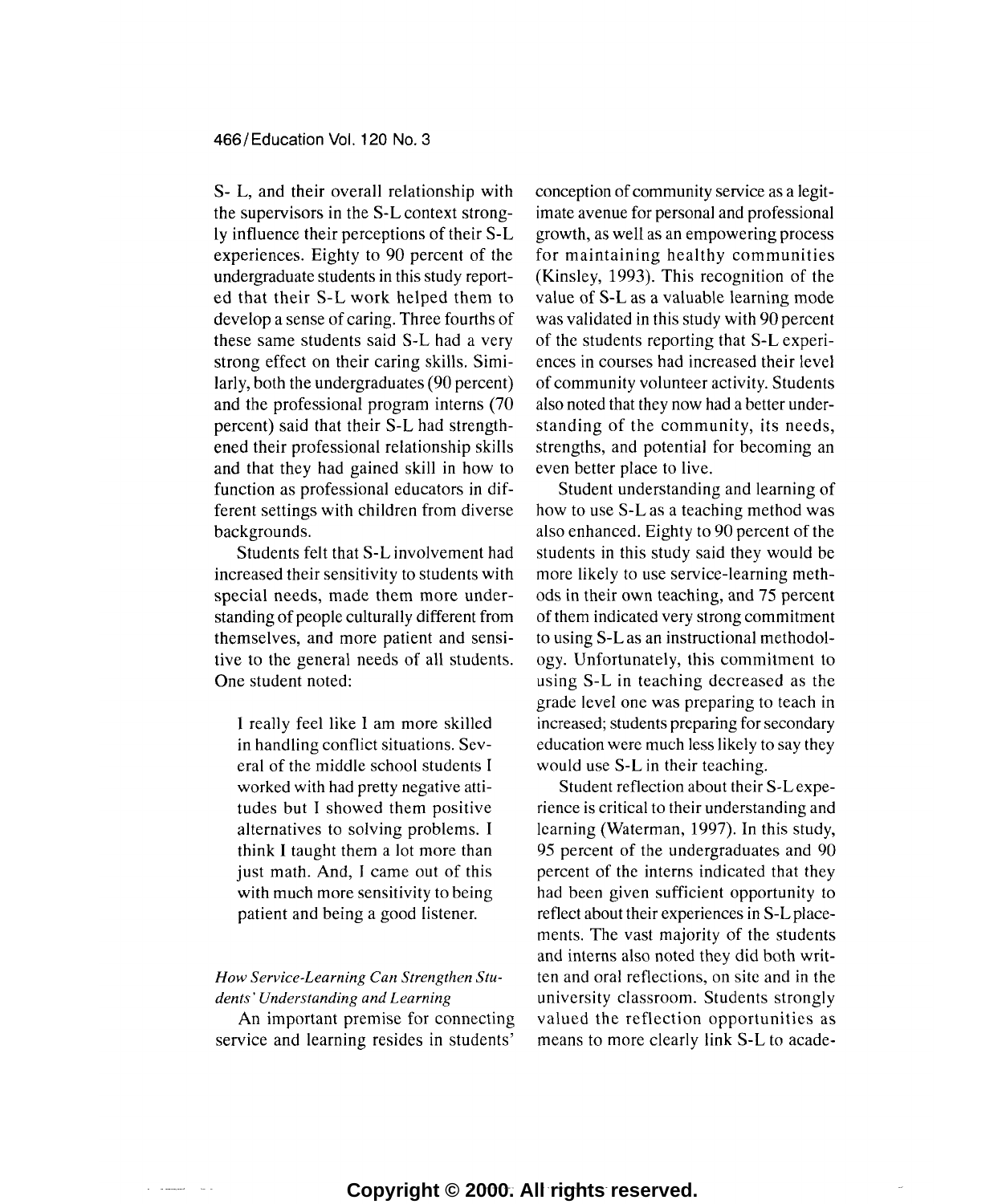S- L, and their overall relationship with the supervisors in the S-L context strongly influence their perceptions of their S-L experiences. Eighty to 90 percent of the undergraduate students in this study reported that their S-L work helped them to develop a sense of caring. Three fourths of these same students said S-L had a very strong effect on their caring skills. Similarly, both the undergraduates (90 percent) and the professional program interns (70 percent) said that their S-L had strengthened their professional relationship skills and that they had gained skill in how to function as professional educators in different settings with children from diverse backgrounds.

Students felt that S-L involvement had increased their sensitivity to students with special needs, made them more understanding of people culturally different from themselves, and more patient and sensitive to the general needs of all students. One student noted:

> I really feel like I am more skilled in handling conflict situations. Several of the middle school students I worked with had pretty negative attitudes but I showed them positive alternatives to solving problems. I think I taught them a lot more than just math. And, I came out of this with much more sensitivity to being patient and being a good listener.

*How Service-Learning Can Strengthen Students' Understanding and Learning*

An important premise for connecting service and learning resides in students' conception of community service as a legitimate avenue for personal and professional growth, as well as an empowering process for maintaining healthy communities (Kinsley, 1993). This recognition of the value of S-L as a valuable learning mode was validated in this study with 90 percent of the students reporting that S-L experiences in courses had increased their level of community volunteer activity. Students also noted that they now had a better understanding of the community, its needs, strengths, and potential for becoming an even better place to live.

Student understanding and learning of how to use S-L as a teaching method was also enhanced. Eighty to 90 percent of the students in this study said they would be more likely to use service-learning methods in their own teaching, and 75 percent of them indicated very strong commitment to using S-L as an instructional methodology. Unfortunately, this commitment to using S-L in teaching decreased as the grade level one was preparing to teach in increased; students preparing for secondary education were much less likely to say they would use S-L in their teaching.

Student reflection about their S-L experience is critical to their understanding and learning (Waterman, 1997). In this study, 95 percent of the undergraduates and 90 percent of the interns indicated that they had been given sufficient opportunity to reflect about their experiences in S-L placements. The vast majority of the students and interns also noted they did both written and oral reflections, on site and in the university classroom. Students strongly valued the reflection opportunities as means to more clearly link S-L to acade-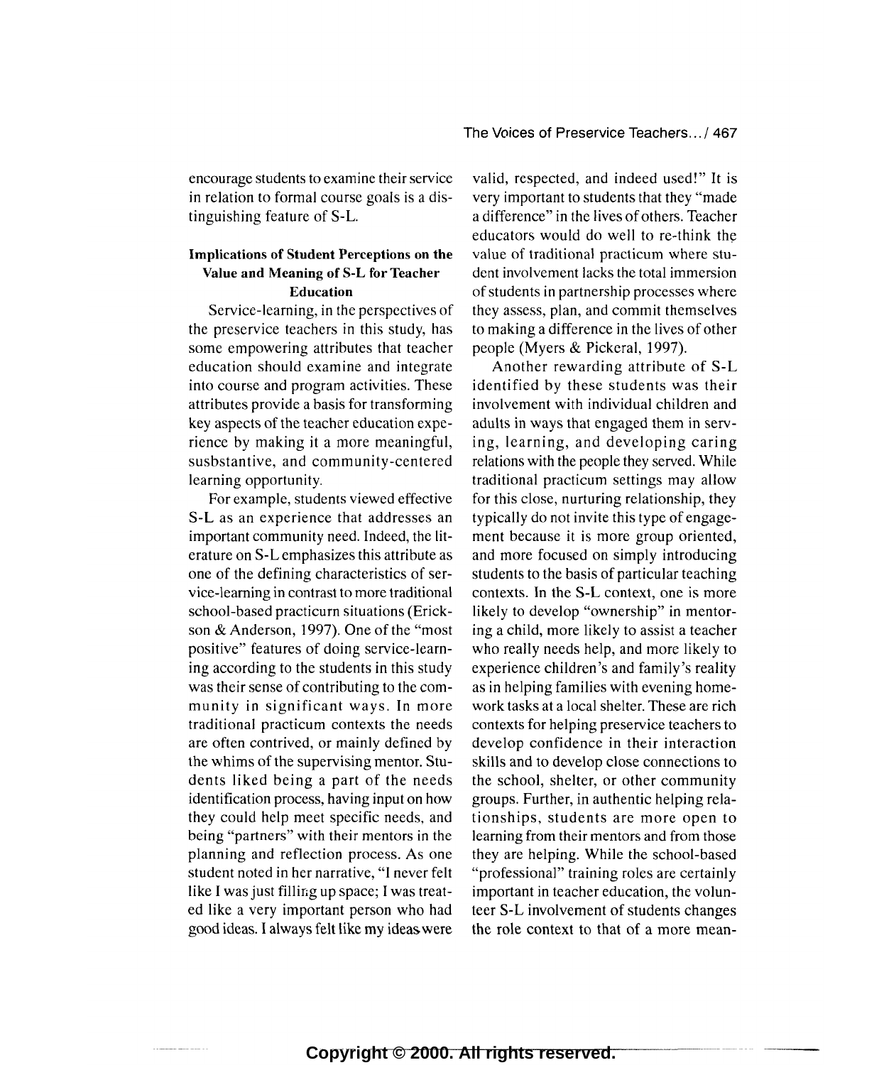encourage students to examine their service in relation to formal course goals is a distinguishing feature of S-L.

### Implications of Student Perceptions on the Value and Meaning of S-L for Teacher Education

Service-learning, in the perspectives of the preservice teachers in this study, has some empowering attributes that teacher education should examine and integrate into course and program activities. These attributes provide a basis for transforming key aspects of the teacher education experience by making it a more meaningful, susbstantive, and community-centered learning opportunity.

For example, students viewed effective S-L as an experience that addresses an important community need. Indeed, the literature on S-L emphasizes this attribute as one of the defining characteristics of service-learning in contrast to more traditional school-based practicurn situations (Erickson & Anderson, 1997). One of the "most positive" features of doing service-learning according to the students in this study was their sense of contributing to the community in significant ways. In more traditional practicum contexts the needs are often contrived, or mainly defined by the whims of the supervising mentor. Students liked being a part of the needs identification process, having input on how they could help meet specific needs, and being "partners" with their mentors in the planning and reflection process. As one student noted in her narrative, "I never felt like I was just filling up space; I was treated like a very important person who had good ideas. I always felt like my ideas were valid, respected, and indeed used!" It is very important to students that they "made a difference" in the lives of others. Teacher educators would do well to re-think the value of traditional practicum where student involvement lacks the total immersion of students in partnership processes where they assess, plan, and commit themselves to making a difference in the lives of other people (Myers & Pickeral, 1997).

Another rewarding attribute of S-L identified by these students was their involvement with individual children and adults in ways that engaged them in serving, learning, and developing caring relations with the people they served. While traditional practicum settings may allow for this close, nurturing relationship, they typically do not invite this type of engagement because it is more group oriented, and more focused on simply introducing students to the basis of particular teaching contexts. In the S-L context, one is more likely to develop "ownership" in mentoring a child, more likely to assist a teacher who really needs help, and more likely to experience children's and family's reality as in helping families with evening homework tasks at a local shelter. These are rich contexts for helping preservice teachers to develop confidence in their interaction skills and to develop close connections to the school, shelter, or other community groups. Further, in authentic helping relationships, students are more open to learning from their mentors and from those they are helping. While the school-based "professional" training roles are certainly important in teacher education, the volunteer S-L involvement of students changes the role context to that of a more mean-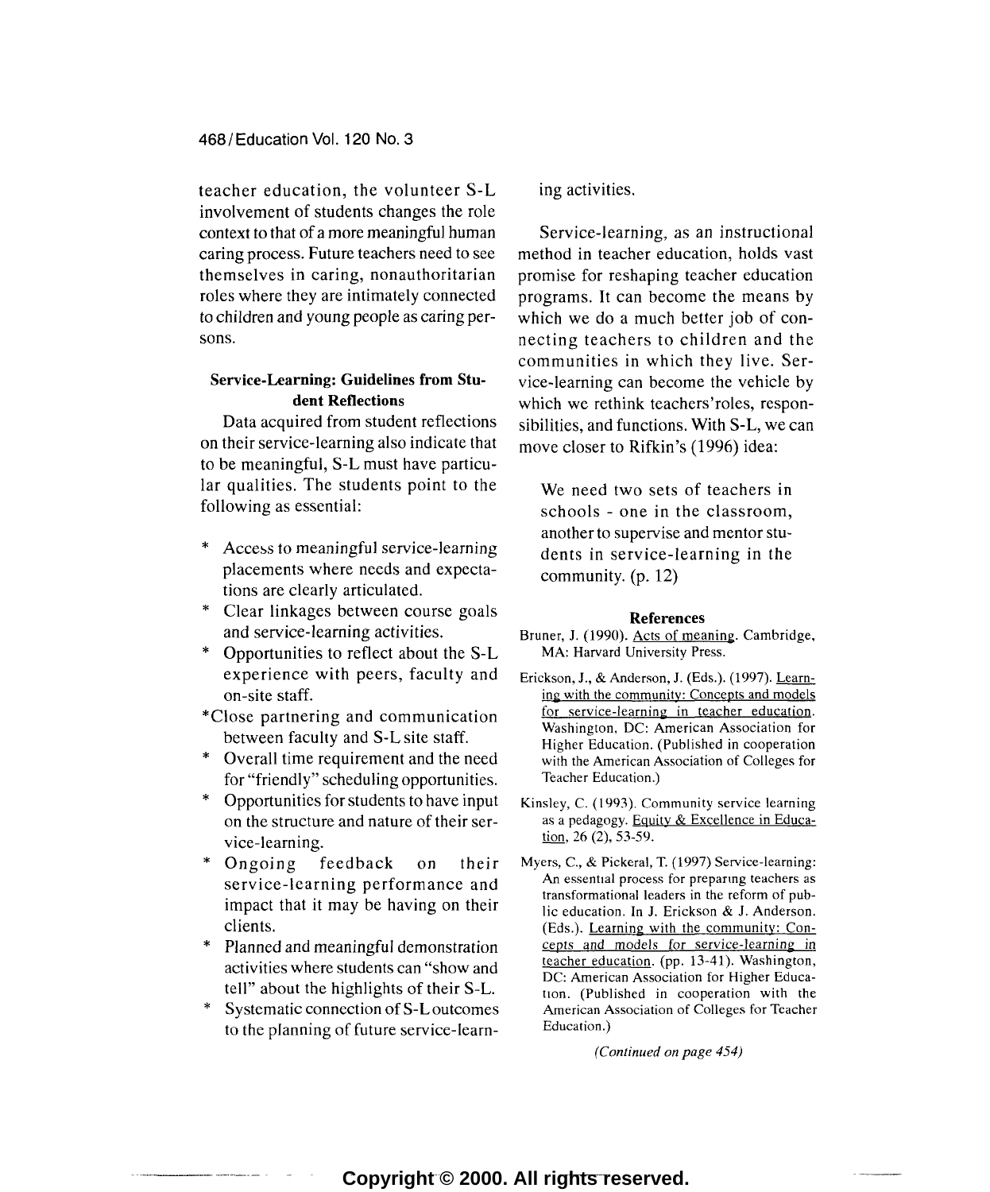teacher education, the volunteer S-L involvement of students changes the role context to that of a more meaningful human caring process. Future teachers need to see themselves in caring, nonauthoritarian roles where they are intimately connected to children and young people as caring persons.

### Service-Learning: Guidelines from Student Reflections

Data acquired from student reflections on their service-learning also indicate that to be meaningful, S-L must have particular qualities. The students point to the following as essential:

* Access to meaningful service-learning placements where needs and expectations are clearly articulated.
* Clear linkages between course goals and service-learning activities.
* Opportunities to reflect about the S-L experience with peers, faculty and on-site staff.
* Close partnering and communication between faculty and S-L site staff.
* Overall time requirement and the need for "friendly" scheduling opportunities.
* Opportunities for students to have input on the structure and nature of their service-learning.
* Ongoing feedback on their service-learning performance and impact that it may be having on their clients.
* Planned and meaningful demonstration activities where students can "show and tell" about the highlights of their S-L.
* Systematic connection of S-L outcomes to the planning of future service-learning activities.

Service-learning, as an instructional method in teacher education, holds vast promise for reshaping teacher education programs. It can become the means by which we do a much better job of connecting teachers to children and the communities in which they live. Service-learning can become the vehicle by which we rethink teachers'roles, responsibilities, and functions. With S-L, we can move closer to Rifkin's (1996) idea:

> We need two sets of teachers in schools - one in the classroom, another to supervise and mentor students in service-learning in the community. (p. 12)

### References

Bruner, J. (1990). Acts of meaning. Cambridge, MA: Harvard University Press.

Erickson, J., & Anderson, J. (Eds.). (1997). Learning with the community: Concepts and models for service-learning in teacher education. Washington, DC: American Association for Higher Education. (Published in cooperation with the American Association of Colleges for Teacher Education.)

Kinsley, C. (1993). Community service learning as a pedagogy. Equity & Excellence in Education, 26 (2), 53-59.

Myers, C., & Pickeral, T. (1997) Service-learning: An essential process for preparing teachers as transformational leaders in the reform of public education. In J. Erickson & J. Anderson. (Eds.). Learning with the community: Concepts and models for service-learning in teacher education. (pp. 13-41). Washington, DC: American Association for Higher Education. (Published in cooperation with the American Association of Colleges for Teacher Education.)

*(Continued on page 454)*

Copyright © 2000. All rights reserved.